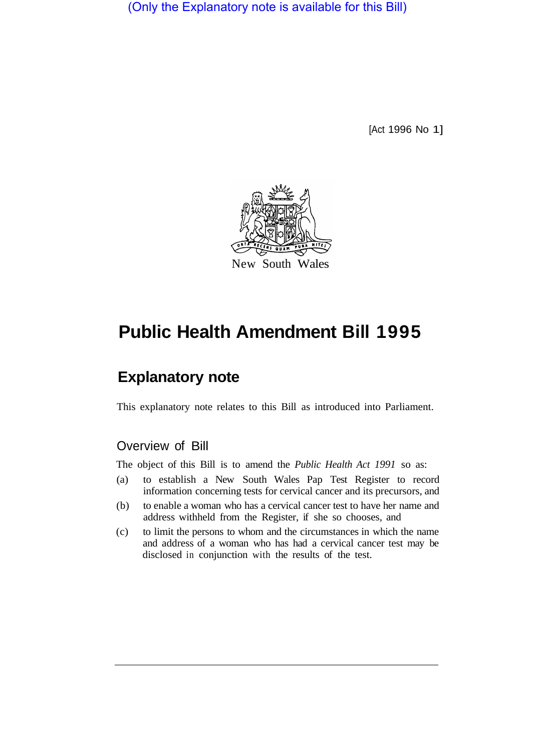(Only the Explanatory note is available for this Bill)

[Act 1996 No 1]

New South Wales

# Public Health Amendment Bill 1995

## Explanatory note

This explanatory note relates to this Bill as introduced into Parliament.

### Overview of Bill

The object of this Bill is to amend the *Public Health Act 1991* so as:

(a) to establish a New South Wales Pap Test Register to record information concerning tests for cervical cancer and its precursors, and

(b) to enable a woman who has a cervical cancer test to have her name and address withheld from the Register, if she so chooses, and

(c) to limit the persons to whom and the circumstances in which the name and address of a woman who has had a cervical cancer test may be disclosed in conjunction with the results of the test.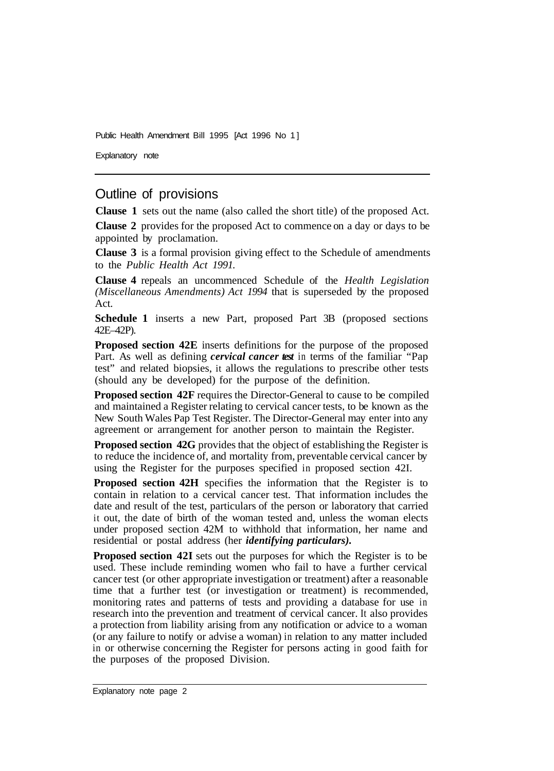## Outline of provisions

**Clause 1** sets out the name (also called the short title) of the proposed Act.

**Clause 2** provides for the proposed Act to commence on a day or days to be appointed by proclamation.

**Clause 3** is a formal provision giving effect to the Schedule of amendments to the *Public Health Act 1991.*

**Clause 4** repeals an uncommenced Schedule of the *Health Legislation (Miscellaneous Amendments) Act 1994* that is superseded by the proposed Act.

**Schedule 1** inserts a new Part, proposed Part 3B (proposed sections 42E–42P).

**Proposed section 42E** inserts definitions for the purpose of the proposed Part. As well as defining ***cervical cancer test*** in terms of the familiar "Pap test" and related biopsies, it allows the regulations to prescribe other tests (should any be developed) for the purpose of the definition.

**Proposed section 42F** requires the Director-General to cause to be compiled and maintained a Register relating to cervical cancer tests, to be known as the New South Wales Pap Test Register. The Director-General may enter into any agreement or arrangement for another person to maintain the Register.

**Proposed section 42G** provides that the object of establishing the Register is to reduce the incidence of, and mortality from, preventable cervical cancer by using the Register for the purposes specified in proposed section 42I.

**Proposed section 42H** specifies the information that the Register is to contain in relation to a cervical cancer test. That information includes the date and result of the test, particulars of the person or laboratory that carried it out, the date of birth of the woman tested and, unless the woman elects under proposed section 42M to withhold that information, her name and residential or postal address (her ***identifying particulars).***

**Proposed section 42I** sets out the purposes for which the Register is to be used. These include reminding women who fail to have a further cervical cancer test (or other appropriate investigation or treatment) after a reasonable time that a further test (or investigation or treatment) is recommended, monitoring rates and patterns of tests and providing a database for use in research into the prevention and treatment of cervical cancer. It also provides a protection from liability arising from any notification or advice to a woman (or any failure to notify or advise a woman) in relation to any matter included in or otherwise concerning the Register for persons acting in good faith for the purposes of the proposed Division.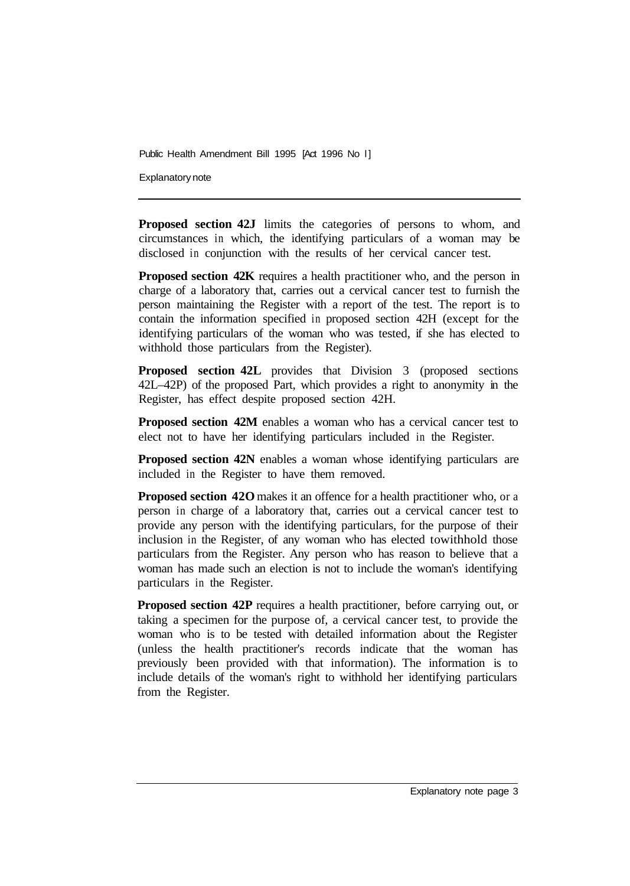**Proposed section 42J** limits the categories of persons to whom, and circumstances in which, the identifying particulars of a woman may be disclosed in conjunction with the results of her cervical cancer test.

**Proposed section 42K** requires a health practitioner who, and the person in charge of a laboratory that, carries out a cervical cancer test to furnish the person maintaining the Register with a report of the test. The report is to contain the information specified in proposed section 42H (except for the identifying particulars of the woman who was tested, if she has elected to withhold those particulars from the Register).

**Proposed section 42L** provides that Division 3 (proposed sections 42L–42P) of the proposed Part, which provides a right to anonymity in the Register, has effect despite proposed section 42H.

**Proposed section 42M** enables a woman who has a cervical cancer test to elect not to have her identifying particulars included in the Register.

**Proposed section 42N** enables a woman whose identifying particulars are included in the Register to have them removed.

**Proposed section 42O** makes it an offence for a health practitioner who, or a person in charge of a laboratory that, carries out a cervical cancer test to provide any person with the identifying particulars, for the purpose of their inclusion in the Register, of any woman who has elected to withhold those particulars from the Register. Any person who has reason to believe that a woman has made such an election is not to include the woman's identifying particulars in the Register.

**Proposed section 42P** requires a health practitioner, before carrying out, or taking a specimen for the purpose of, a cervical cancer test, to provide the woman who is to be tested with detailed information about the Register (unless the health practitioner's records indicate that the woman has previously been provided with that information). The information is to include details of the woman's right to withhold her identifying particulars from the Register.